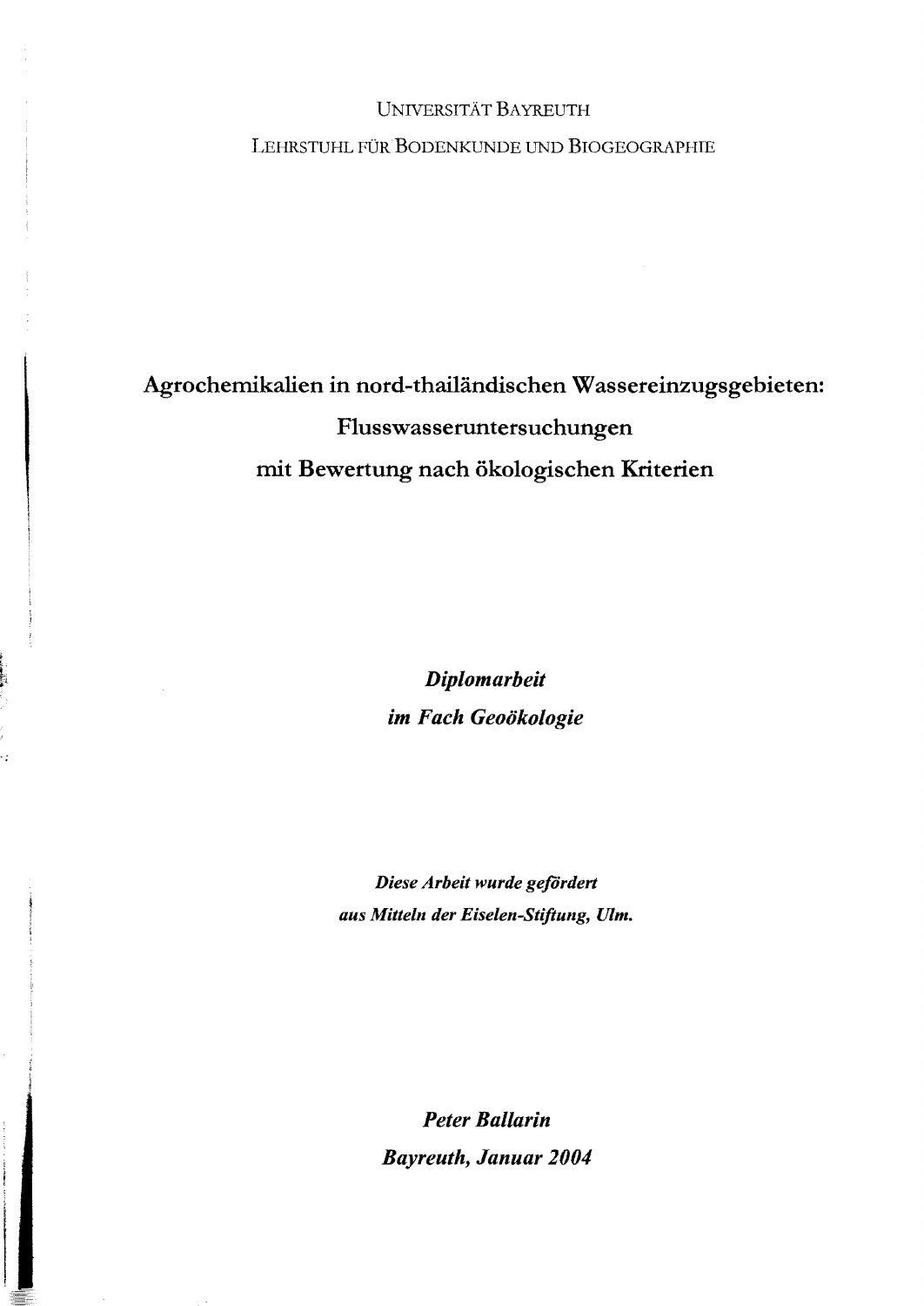UNIVERSITÄT BAYREUTH

LEHRSTUHL FÜR BODENKUNDE UND BIOGEOGRAPHIE

# Agrochemikalien in nord-thailändischen Wassereinzugsgebieten: Flusswasseruntersuchungen mit Bewertung nach ökologischen Kriterien

***Diplomarbeit***
***im Fach Geoökologie***

***Diese Arbeit wurde gefördert***
***aus Mitteln der Eiselen-Stiftung, Ulm.***

***Peter Ballarin***
***Bayreuth, Januar 2004***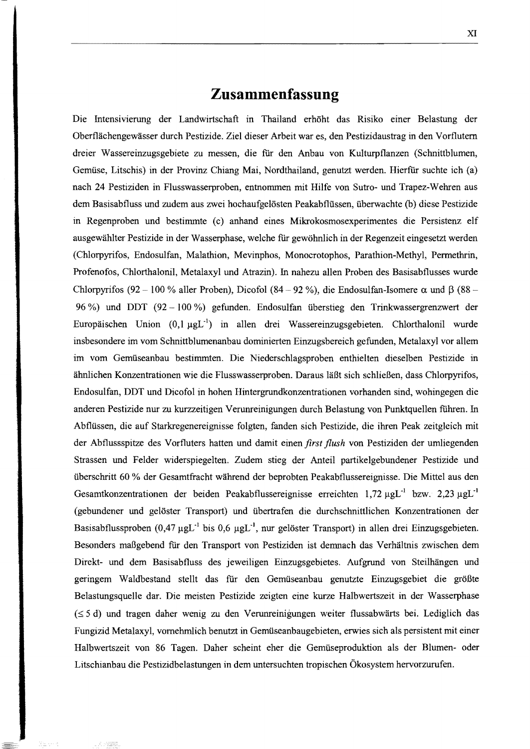# Zusammenfassung

Die Intensivierung der Landwirtschaft in Thailand erhöht das Risiko einer Belastung der Oberflächengewässer durch Pestizide. Ziel dieser Arbeit war es, den Pestizidaustrag in den Vorflutern dreier Wassereinzugsgebiete zu messen, die für den Anbau von Kulturpflanzen (Schnittblumen, Gemüse, Litschis) in der Provinz Chiang Mai, Nordthailand, genutzt werden. Hierfür suchte ich (a) nach 24 Pestiziden in Flusswasserproben, entnommen mit Hilfe von Sutro- und Trapez-Wehren aus dem Basisabfluss und zudem aus zwei hochaufgelösten Peakabflüssen, überwachte (b) diese Pestizide in Regenproben und bestimmte (c) anhand eines Mikrokosmosexperimentes die Persistenz elf ausgewählter Pestizide in der Wasserphase, welche für gewöhnlich in der Regenzeit eingesetzt werden (Chlorpyrifos, Endosulfan, Malathion, Mevinphos, Monocrotophos, Parathion-Methyl, Permethrin, Profenofos, Chlorthalonil, Metalaxyl und Atrazin). In nahezu allen Proben des Basisabflusses wurde Chlorpyrifos (92 – 100 % aller Proben), Dicofol (84 – 92 %), die Endosulfan-Isomere $\alpha$ und $\beta$ (88 – 96 %) und DDT (92 – 100 %) gefunden. Endosulfan überstieg den Trinkwassergrenzwert der Europäischen Union (0,1 $\mu gL^{-1}$) in allen drei Wassereinzugsgebieten. Chlorthalonil wurde insbesondere im vom Schnittblumenanbau dominierten Einzugsbereich gefunden, Metalaxyl vor allem im vom Gemüseanbau bestimmten. Die Niederschlagsproben enthielten dieselben Pestizide in ähnlichen Konzentrationen wie die Flusswasserproben. Daraus läßt sich schließen, dass Chlorpyrifos, Endosulfan, DDT und Dicofol in hohen Hintergrundkonzentrationen vorhanden sind, wohingegen die anderen Pestizide nur zu kurzzeitigen Verunreinigungen durch Belastung von Punktquellen führen. In Abflüssen, die auf Starkregenereignisse folgten, fanden sich Pestizide, die ihren Peak zeitgleich mit der Abflussspitze des Vorfluters hatten und damit einen *first flush* von Pestiziden der umliegenden Strassen und Felder widerspiegelten. Zudem stieg der Anteil partikelgebundener Pestizide und überschritt 60 % der Gesamtfracht während der beprobten Peakabflussereignisse. Die Mittel aus den Gesamtkonzentrationen der beiden Peakabflussereignisse erreichten 1,72 $\mu gL^{-1}$ bzw. 2,23 $\mu gL^{-1}$ (gebundener und gelöster Transport) und übertrafen die durchschnittlichen Konzentrationen der Basisabflussproben (0,47 $\mu gL^{-1}$ bis 0,6 $\mu gL^{-1}$, nur gelöster Transport) in allen drei Einzugsgebieten. Besonders maßgebend für den Transport von Pestiziden ist demnach das Verhältnis zwischen dem Direkt- und dem Basisabfluss des jeweiligen Einzugsgebietes. Aufgrund von Steilhängen und geringem Waldbestand stellt das für den Gemüseanbau genutzte Einzugsgebiet die größte Belastungsquelle dar. Die meisten Pestizide zeigten eine kurze Halbwertszeit in der Wasserphase ($\leq$ 5 d) und tragen daher wenig zu den Verunreinigungen weiter flussabwärts bei. Lediglich das Fungizid Metalaxyl, vornehmlich benutzt in Gemüseanbaugebieten, erwies sich als persistent mit einer Halbwertszeit von 86 Tagen. Daher scheint eher die Gemüseproduktion als der Blumen- oder Litschianbau die Pestizidbelastungen in dem untersuchten tropischen Ökosystem hervorzurufen.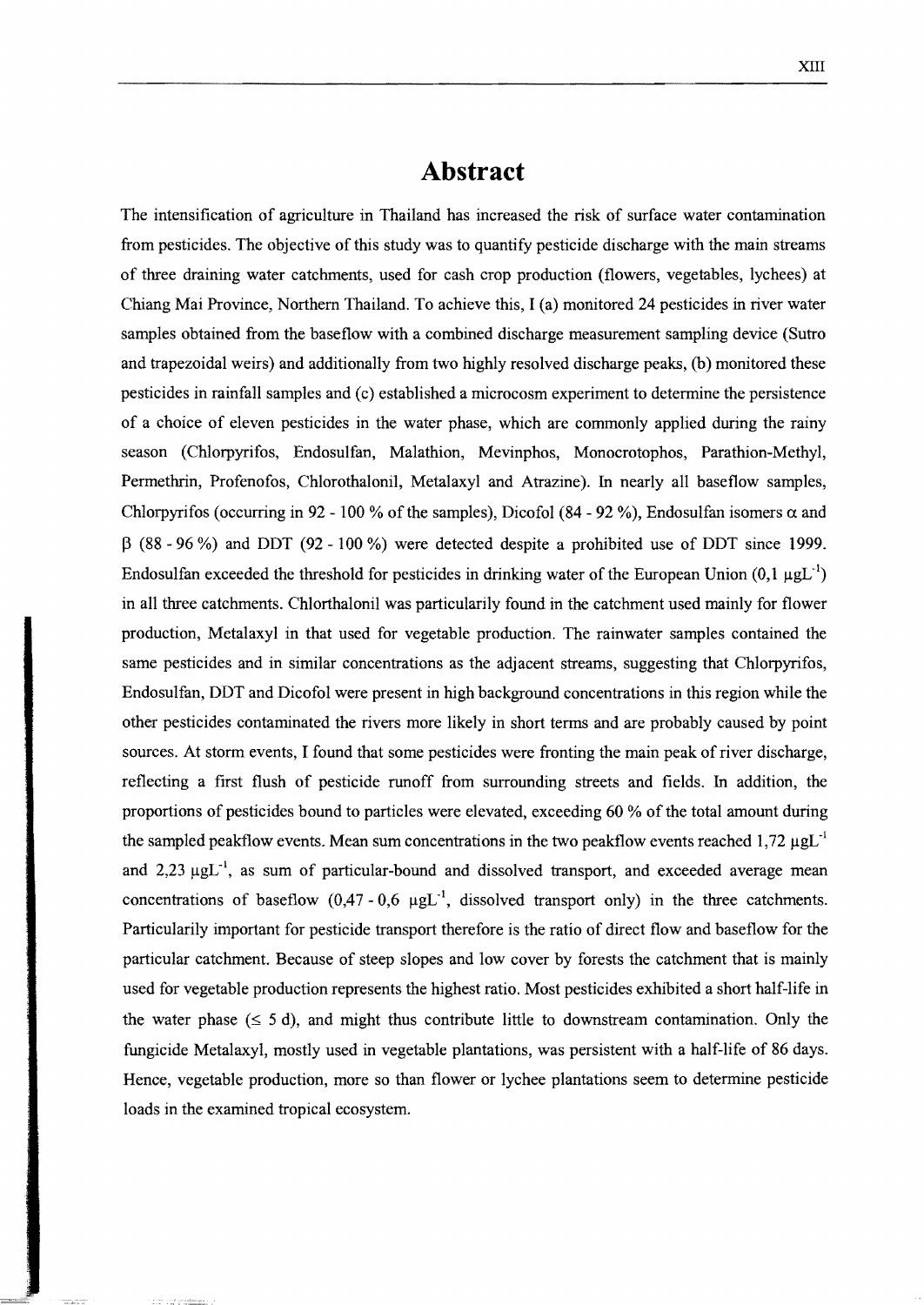# Abstract

The intensification of agriculture in Thailand has increased the risk of surface water contamination from pesticides. The objective of this study was to quantify pesticide discharge with the main streams of three draining water catchments, used for cash crop production (flowers, vegetables, lychees) at Chiang Mai Province, Northern Thailand. To achieve this, I (a) monitored 24 pesticides in river water samples obtained from the baseflow with a combined discharge measurement sampling device (Sutro and trapezoidal weirs) and additionally from two highly resolved discharge peaks, (b) monitored these pesticides in rainfall samples and (c) established a microcosm experiment to determine the persistence of a choice of eleven pesticides in the water phase, which are commonly applied during the rainy season (Chlorpyrifos, Endosulfan, Malathion, Mevinphos, Monocrotophos, Parathion-Methyl, Permethrin, Profenofos, Chlorothalonil, Metalaxyl and Atrazine). In nearly all baseflow samples, Chlorpyrifos (occurring in 92 - 100 % of the samples), Dicofol (84 - 92 %), Endosulfan isomers $\alpha$ and $\beta$ (88 - 96 %) and DDT (92 - 100 %) were detected despite a prohibited use of DDT since 1999. Endosulfan exceeded the threshold for pesticides in drinking water of the European Union (0,1 $\mu gL^{-1}$) in all three catchments. Chlorthalonil was particularly found in the catchment used mainly for flower production, Metalaxyl in that used for vegetable production. The rainwater samples contained the same pesticides and in similar concentrations as the adjacent streams, suggesting that Chlorpyrifos, Endosulfan, DDT and Dicofol were present in high background concentrations in this region while the other pesticides contaminated the rivers more likely in short terms and are probably caused by point sources. At storm events, I found that some pesticides were fronting the main peak of river discharge, reflecting a first flush of pesticide runoff from surrounding streets and fields. In addition, the proportions of pesticides bound to particles were elevated, exceeding 60 % of the total amount during the sampled peakflow events. Mean sum concentrations in the two peakflow events reached 1,72 $\mu gL^{-1}$ and 2,23 $\mu gL^{-1}$, as sum of particular-bound and dissolved transport, and exceeded average mean concentrations of baseflow (0,47 - 0,6 $\mu gL^{-1}$, dissolved transport only) in the three catchments. Particularily important for pesticide transport therefore is the ratio of direct flow and baseflow for the particular catchment. Because of steep slopes and low cover by forests the catchment that is mainly used for vegetable production represents the highest ratio. Most pesticides exhibited a short half-life in the water phase ($\leq$ 5 d), and might thus contribute little to downstream contamination. Only the fungicide Metalaxyl, mostly used in vegetable plantations, was persistent with a half-life of 86 days. Hence, vegetable production, more so than flower or lychee plantations seem to determine pesticide loads in the examined tropical ecosystem.